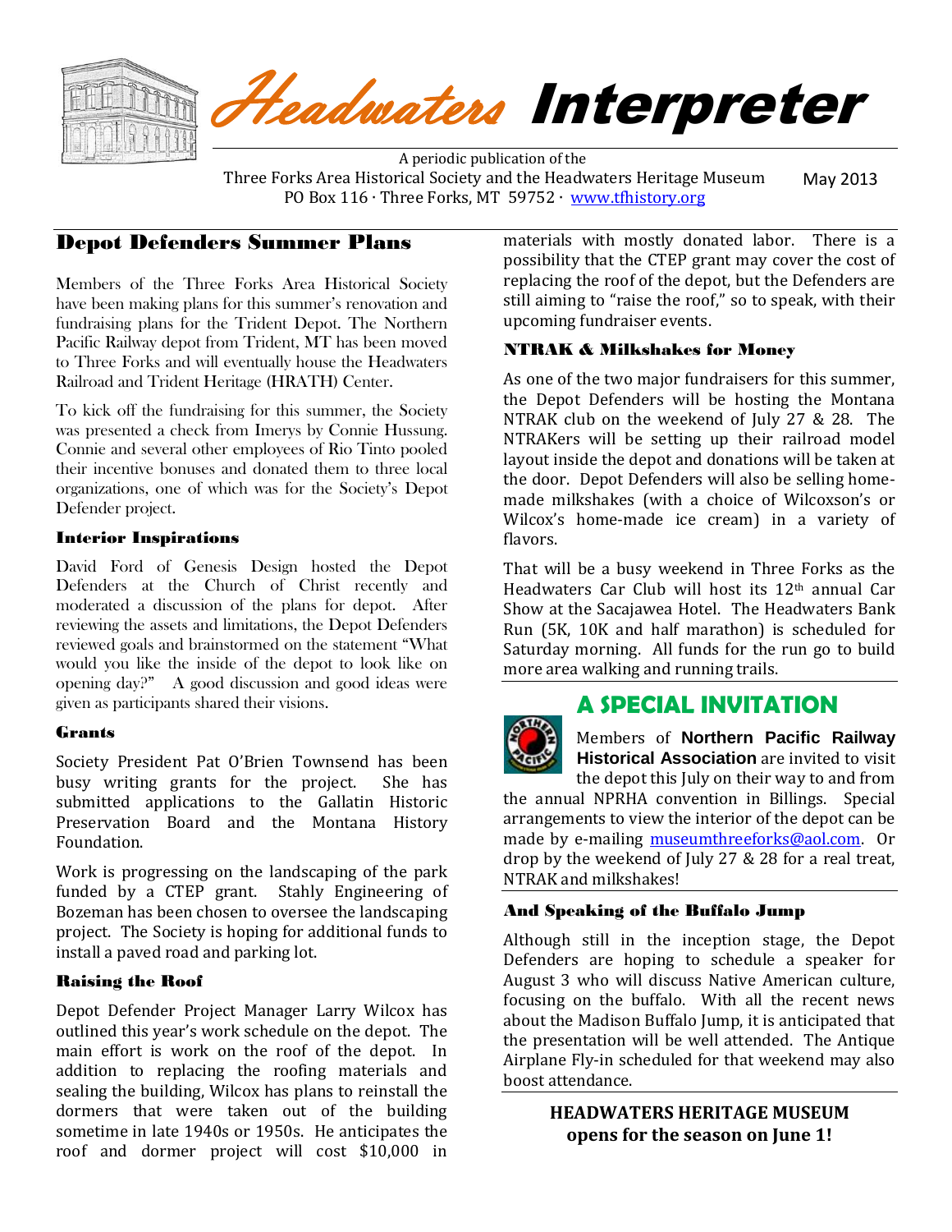# *Headwaters* Interpreter

A periodic publication of the
Three Forks Area Historical Society and the Headwaters Heritage Museum
PO Box 116 · Three Forks, MT 59752 · www.tfhistory.org

May 2013

## Depot Defenders Summer Plans

Members of the Three Forks Area Historical Society have been making plans for this summer's renovation and fundraising plans for the Trident Depot. The Northern Pacific Railway depot from Trident, MT has been moved to Three Forks and will eventually house the Headwaters Railroad and Trident Heritage (HRATH) Center.

To kick off the fundraising for this summer, the Society was presented a check from Imerys by Connie Hussung. Connie and several other employees of Rio Tinto pooled their incentive bonuses and donated them to three local organizations, one of which was for the Society's Depot Defender project.

### Interior Inspirations

David Ford of Genesis Design hosted the Depot Defenders at the Church of Christ recently and moderated a discussion of the plans for depot. After reviewing the assets and limitations, the Depot Defenders reviewed goals and brainstormed on the statement "What would you like the inside of the depot to look like on opening day?" A good discussion and good ideas were given as participants shared their visions.

### Grants

Society President Pat O'Brien Townsend has been busy writing grants for the project. She has submitted applications to the Gallatin Historic Preservation Board and the Montana History Foundation.

Work is progressing on the landscaping of the park funded by a CTEP grant. Stahly Engineering of Bozeman has been chosen to oversee the landscaping project. The Society is hoping for additional funds to install a paved road and parking lot.

### Raising the Roof

Depot Defender Project Manager Larry Wilcox has outlined this year's work schedule on the depot. The main effort is work on the roof of the depot. In addition to replacing the roofing materials and sealing the building, Wilcox has plans to reinstall the dormers that were taken out of the building sometime in late 1940s or 1950s. He anticipates the roof and dormer project will cost $10,000 in materials with mostly donated labor. There is a possibility that the CTEP grant may cover the cost of replacing the roof of the depot, but the Defenders are still aiming to "raise the roof," so to speak, with their upcoming fundraiser events.

### NTRAK & Milkshakes for Money

As one of the two major fundraisers for this summer, the Depot Defenders will be hosting the Montana NTRAK club on the weekend of July 27 & 28. The NTRAKers will be setting up their railroad model layout inside the depot and donations will be taken at the door. Depot Defenders will also be selling home-made milkshakes (with a choice of Wilcoxson's or Wilcox's home-made ice cream) in a variety of flavors.

That will be a busy weekend in Three Forks as the Headwaters Car Club will host its 12th annual Car Show at the Sacajawea Hotel. The Headwaters Bank Run (5K, 10K and half marathon) is scheduled for Saturday morning. All funds for the run go to build more area walking and running trails.

## A SPECIAL INVITATION

Members of **Northern Pacific Railway Historical Association** are invited to visit the depot this July on their way to and from the annual NPRHA convention in Billings. Special arrangements to view the interior of the depot can be made by e-mailing museumthreeforks@aol.com. Or drop by the weekend of July 27 & 28 for a real treat, NTRAK and milkshakes!

### And Speaking of the Buffalo Jump

Although still in the inception stage, the Depot Defenders are hoping to schedule a speaker for August 3 who will discuss Native American culture, focusing on the buffalo. With all the recent news about the Madison Buffalo Jump, it is anticipated that the presentation will be well attended. The Antique Airplane Fly-in scheduled for that weekend may also boost attendance.

**HEADWATERS HERITAGE MUSEUM opens for the season on June 1!**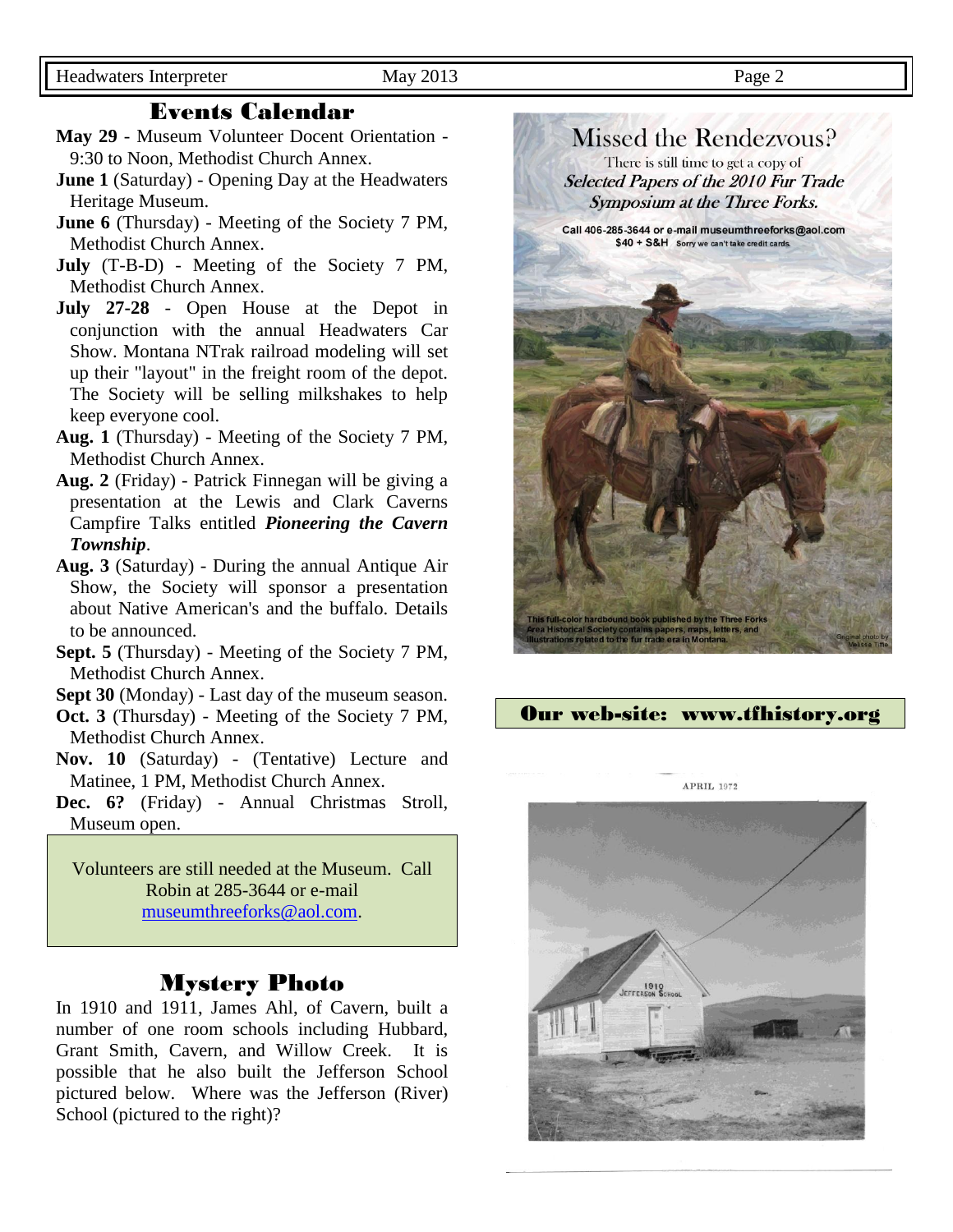## Events Calendar

**May 29** - Museum Volunteer Docent Orientation - 9:30 to Noon, Methodist Church Annex.

**June 1** (Saturday) - Opening Day at the Headwaters Heritage Museum.

**June 6** (Thursday) - Meeting of the Society 7 PM, Methodist Church Annex.

**July** (T-B-D) - Meeting of the Society 7 PM, Methodist Church Annex.

**July 27-28** - Open House at the Depot in conjunction with the annual Headwaters Car Show. Montana NTrak railroad modeling will set up their "layout" in the freight room of the depot. The Society will be selling milkshakes to help keep everyone cool.

**Aug. 1** (Thursday) - Meeting of the Society 7 PM, Methodist Church Annex.

**Aug. 2** (Friday) - Patrick Finnegan will be giving a presentation at the Lewis and Clark Caverns Campfire Talks entitled ***Pioneering the Cavern Township***.

**Aug. 3** (Saturday) - During the annual Antique Air Show, the Society will sponsor a presentation about Native American's and the buffalo. Details to be announced.

**Sept. 5** (Thursday) - Meeting of the Society 7 PM, Methodist Church Annex.

**Sept 30** (Monday) - Last day of the museum season.

**Oct. 3** (Thursday) - Meeting of the Society 7 PM, Methodist Church Annex.

**Nov. 10** (Saturday) - (Tentative) Lecture and Matinee, 1 PM, Methodist Church Annex.

**Dec. 6?** (Friday) - Annual Christmas Stroll, Museum open.

Volunteers are still needed at the Museum. Call Robin at 285-3644 or e-mail museumthreeforks@aol.com.

## Mystery Photo

In 1910 and 1911, James Ahl, of Cavern, built a number of one room schools including Hubbard, Grant Smith, Cavern, and Willow Creek. It is possible that he also built the Jefferson School pictured below. Where was the Jefferson (River) School (pictured to the right)?

Missed the Rendezvous?

There is still time to get a copy of *Selected Papers of the 2010 Fur Trade Symposium at the Three Forks.*

Call 406-285-3644 or e-mail museumthreeforks@aol.com
$40 + S&H Sorry we can't take credit cards.

This full-color hardbound book published by the Three Forks Area Historical Society contains papers, maps, letters, and illustrations related to the fur trade era in Montana.

Original photo by Melissa Tiffe

**Our web-site: www.tfhistory.org**

APRIL 1972

1910 JEFFERSON SCHOOL